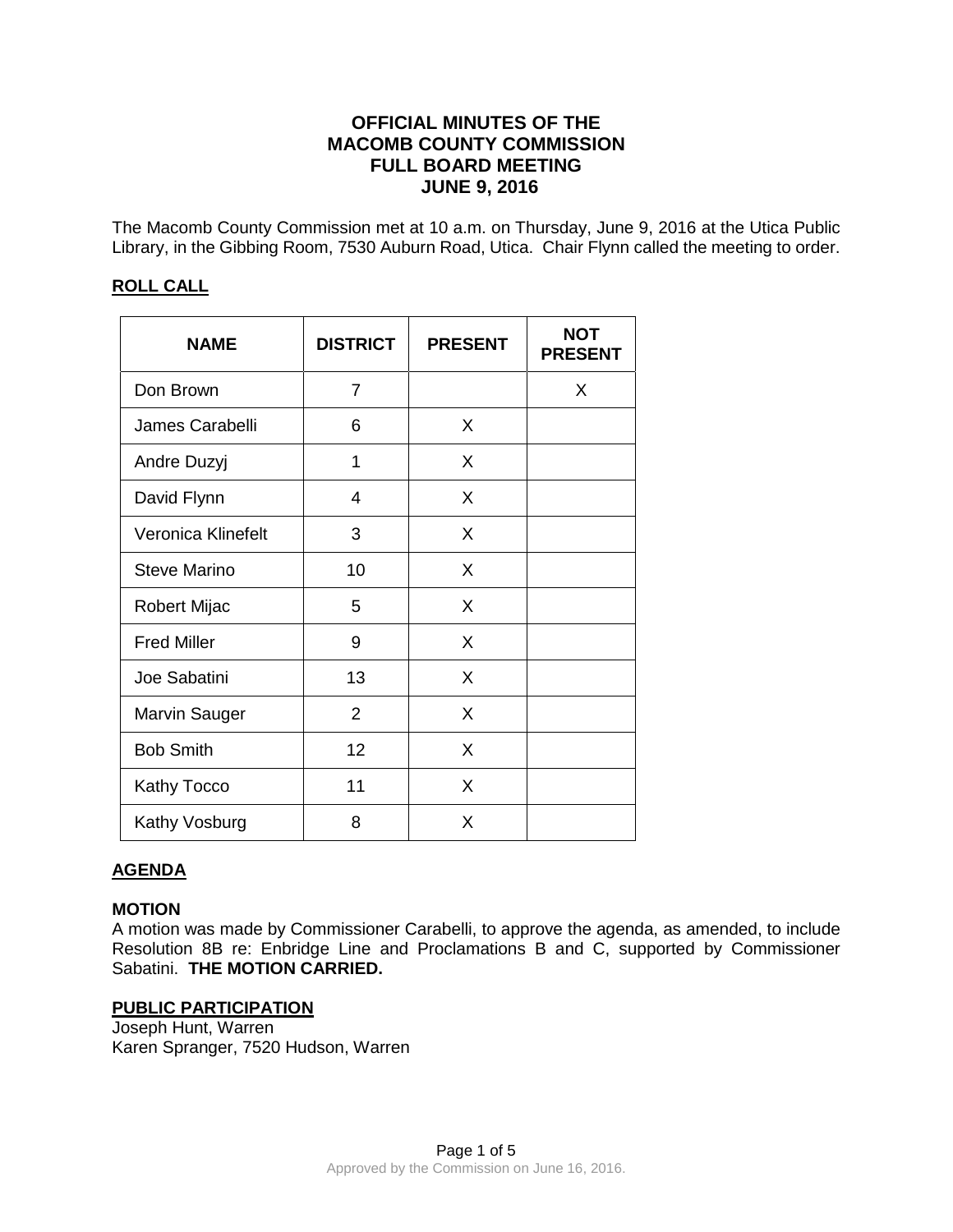# OFFICIAL MINUTES OF THE MACOMB COUNTY COMMISSION FULL BOARD MEETING JUNE 9, 2016

The Macomb County Commission met at 10 a.m. on Thursday, June 9, 2016 at the Utica Public Library, in the Gibbing Room, 7530 Auburn Road, Utica. Chair Flynn called the meeting to order.

## ROLL CALL

| NAME | DISTRICT | PRESENT | NOT PRESENT |
|---|---|---|---|
| Don Brown | 7 | | X |
| James Carabelli | 6 | X | |
| Andre Duzyj | 1 | X | |
| David Flynn | 4 | X | |
| Veronica Klinefelt | 3 | X | |
| Steve Marino | 10 | X | |
| Robert Mijac | 5 | X | |
| Fred Miller | 9 | X | |
| Joe Sabatini | 13 | X | |
| Marvin Sauger | 2 | X | |
| Bob Smith | 12 | X | |
| Kathy Tocco | 11 | X | |
| Kathy Vosburg | 8 | X | |

## AGENDA

### MOTION

A motion was made by Commissioner Carabelli, to approve the agenda, as amended, to include Resolution 8B re: Enbridge Line and Proclamations B and C, supported by Commissioner Sabatini. **THE MOTION CARRIED.**

## PUBLIC PARTICIPATION

Joseph Hunt, Warren
Karen Spranger, 7520 Hudson, Warren

Approved by the Commission on June 16, 2016.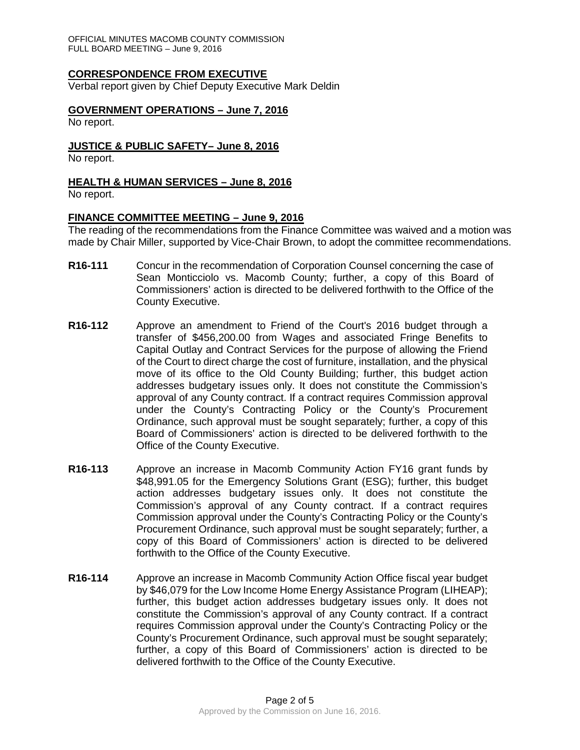## CORRESPONDENCE FROM EXECUTIVE

Verbal report given by Chief Deputy Executive Mark Deldin

## GOVERNMENT OPERATIONS – June 7, 2016

No report.

## JUSTICE & PUBLIC SAFETY– June 8, 2016

No report.

## HEALTH & HUMAN SERVICES – June 8, 2016

No report.

## FINANCE COMMITTEE MEETING – June 9, 2016

The reading of the recommendations from the Finance Committee was waived and a motion was made by Chair Miller, supported by Vice-Chair Brown, to adopt the committee recommendations.

**R16-111** Concur in the recommendation of Corporation Counsel concerning the case of Sean Monticciolo vs. Macomb County; further, a copy of this Board of Commissioners' action is directed to be delivered forthwith to the Office of the County Executive.

**R16-112** Approve an amendment to Friend of the Court's 2016 budget through a transfer of $456,200.00 from Wages and associated Fringe Benefits to Capital Outlay and Contract Services for the purpose of allowing the Friend of the Court to direct charge the cost of furniture, installation, and the physical move of its office to the Old County Building; further, this budget action addresses budgetary issues only. It does not constitute the Commission's approval of any County contract. If a contract requires Commission approval under the County's Contracting Policy or the County's Procurement Ordinance, such approval must be sought separately; further, a copy of this Board of Commissioners' action is directed to be delivered forthwith to the Office of the County Executive.

**R16-113** Approve an increase in Macomb Community Action FY16 grant funds by $48,991.05 for the Emergency Solutions Grant (ESG); further, this budget action addresses budgetary issues only. It does not constitute the Commission's approval of any County contract. If a contract requires Commission approval under the County's Contracting Policy or the County's Procurement Ordinance, such approval must be sought separately; further, a copy of this Board of Commissioners' action is directed to be delivered forthwith to the Office of the County Executive.

**R16-114** Approve an increase in Macomb Community Action Office fiscal year budget by $46,079 for the Low Income Home Energy Assistance Program (LIHEAP); further, this budget action addresses budgetary issues only. It does not constitute the Commission's approval of any County contract. If a contract requires Commission approval under the County's Contracting Policy or the County's Procurement Ordinance, such approval must be sought separately; further, a copy of this Board of Commissioners' action is directed to be delivered forthwith to the Office of the County Executive.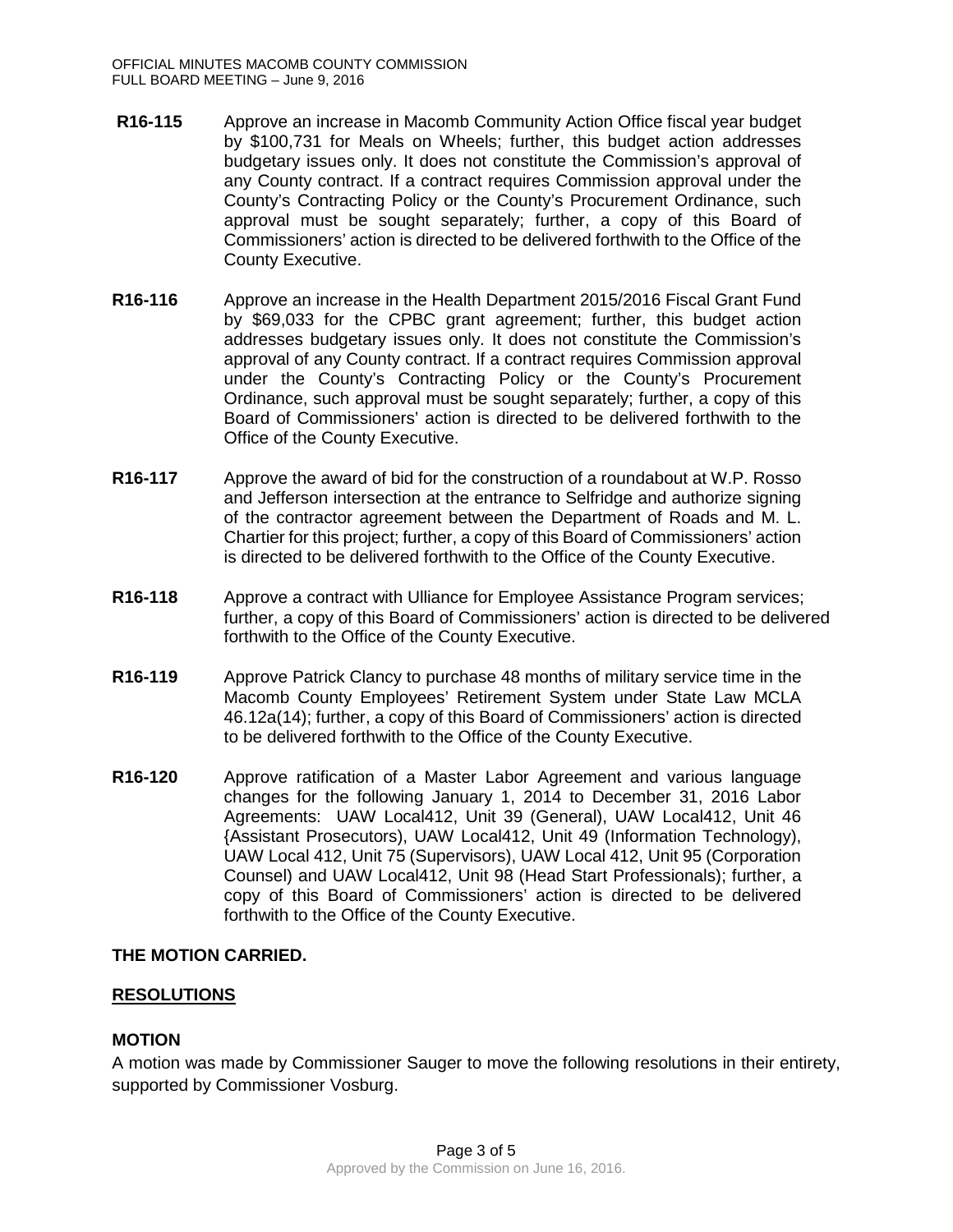**R16-115** Approve an increase in Macomb Community Action Office fiscal year budget by $100,731 for Meals on Wheels; further, this budget action addresses budgetary issues only. It does not constitute the Commission's approval of any County contract. If a contract requires Commission approval under the County's Contracting Policy or the County's Procurement Ordinance, such approval must be sought separately; further, a copy of this Board of Commissioners' action is directed to be delivered forthwith to the Office of the County Executive.

**R16-116** Approve an increase in the Health Department 2015/2016 Fiscal Grant Fund by $69,033 for the CPBC grant agreement; further, this budget action addresses budgetary issues only. It does not constitute the Commission's approval of any County contract. If a contract requires Commission approval under the County's Contracting Policy or the County's Procurement Ordinance, such approval must be sought separately; further, a copy of this Board of Commissioners' action is directed to be delivered forthwith to the Office of the County Executive.

**R16-117** Approve the award of bid for the construction of a roundabout at W.P. Rosso and Jefferson intersection at the entrance to Selfridge and authorize signing of the contractor agreement between the Department of Roads and M. L. Chartier for this project; further, a copy of this Board of Commissioners' action is directed to be delivered forthwith to the Office of the County Executive.

**R16-118** Approve a contract with Ulliance for Employee Assistance Program services; further, a copy of this Board of Commissioners' action is directed to be delivered forthwith to the Office of the County Executive.

**R16-119** Approve Patrick Clancy to purchase 48 months of military service time in the Macomb County Employees' Retirement System under State Law MCLA 46.12a(14); further, a copy of this Board of Commissioners' action is directed to be delivered forthwith to the Office of the County Executive.

**R16-120** Approve ratification of a Master Labor Agreement and various language changes for the following January 1, 2014 to December 31, 2016 Labor Agreements: UAW Local412, Unit 39 (General), UAW Local412, Unit 46 {Assistant Prosecutors), UAW Local412, Unit 49 (Information Technology), UAW Local 412, Unit 75 (Supervisors), UAW Local 412, Unit 95 (Corporation Counsel) and UAW Local412, Unit 98 (Head Start Professionals); further, a copy of this Board of Commissioners' action is directed to be delivered forthwith to the Office of the County Executive.

**THE MOTION CARRIED.**

## RESOLUTIONS

### MOTION

A motion was made by Commissioner Sauger to move the following resolutions in their entirety, supported by Commissioner Vosburg.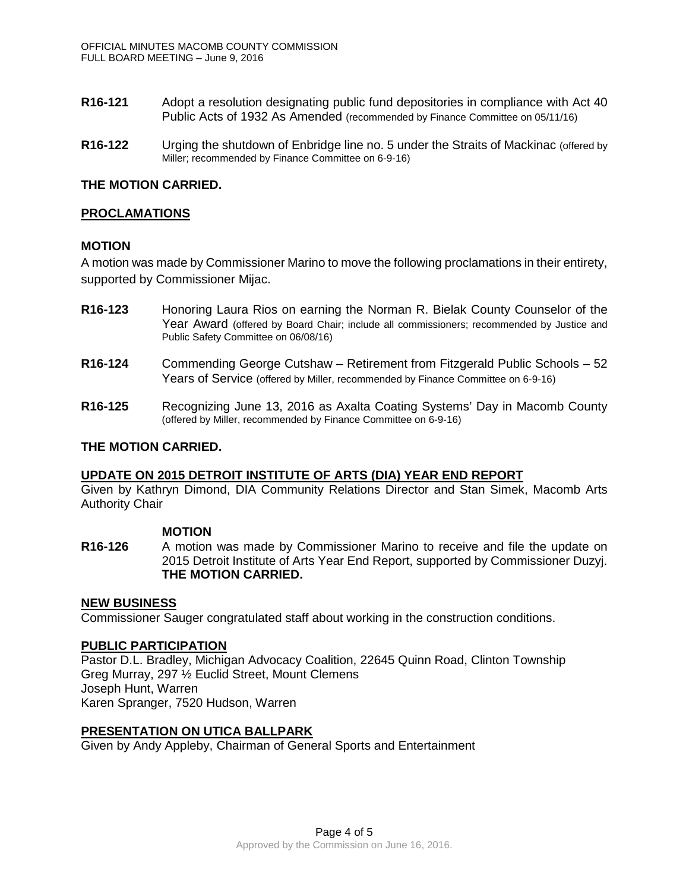**R16-121** Adopt a resolution designating public fund depositories in compliance with Act 40 Public Acts of 1932 As Amended (recommended by Finance Committee on 05/11/16)

**R16-122** Urging the shutdown of Enbridge line no. 5 under the Straits of Mackinac (offered by Miller; recommended by Finance Committee on 6-9-16)

**THE MOTION CARRIED.**

## PROCLAMATIONS

**MOTION**

A motion was made by Commissioner Marino to move the following proclamations in their entirety, supported by Commissioner Mijac.

**R16-123** Honoring Laura Rios on earning the Norman R. Bielak County Counselor of the Year Award (offered by Board Chair; include all commissioners; recommended by Justice and Public Safety Committee on 06/08/16)

**R16-124** Commending George Cutshaw – Retirement from Fitzgerald Public Schools – 52 Years of Service (offered by Miller, recommended by Finance Committee on 6-9-16)

**R16-125** Recognizing June 13, 2016 as Axalta Coating Systems' Day in Macomb County (offered by Miller, recommended by Finance Committee on 6-9-16)

**THE MOTION CARRIED.**

## UPDATE ON 2015 DETROIT INSTITUTE OF ARTS (DIA) YEAR END REPORT

Given by Kathryn Dimond, DIA Community Relations Director and Stan Simek, Macomb Arts Authority Chair

**MOTION**

**R16-126** A motion was made by Commissioner Marino to receive and file the update on 2015 Detroit Institute of Arts Year End Report, supported by Commissioner Duzyj. **THE MOTION CARRIED.**

## NEW BUSINESS

Commissioner Sauger congratulated staff about working in the construction conditions.

## PUBLIC PARTICIPATION

Pastor D.L. Bradley, Michigan Advocacy Coalition, 22645 Quinn Road, Clinton Township
Greg Murray, 297 ½ Euclid Street, Mount Clemens
Joseph Hunt, Warren
Karen Spranger, 7520 Hudson, Warren

## PRESENTATION ON UTICA BALLPARK

Given by Andy Appleby, Chairman of General Sports and Entertainment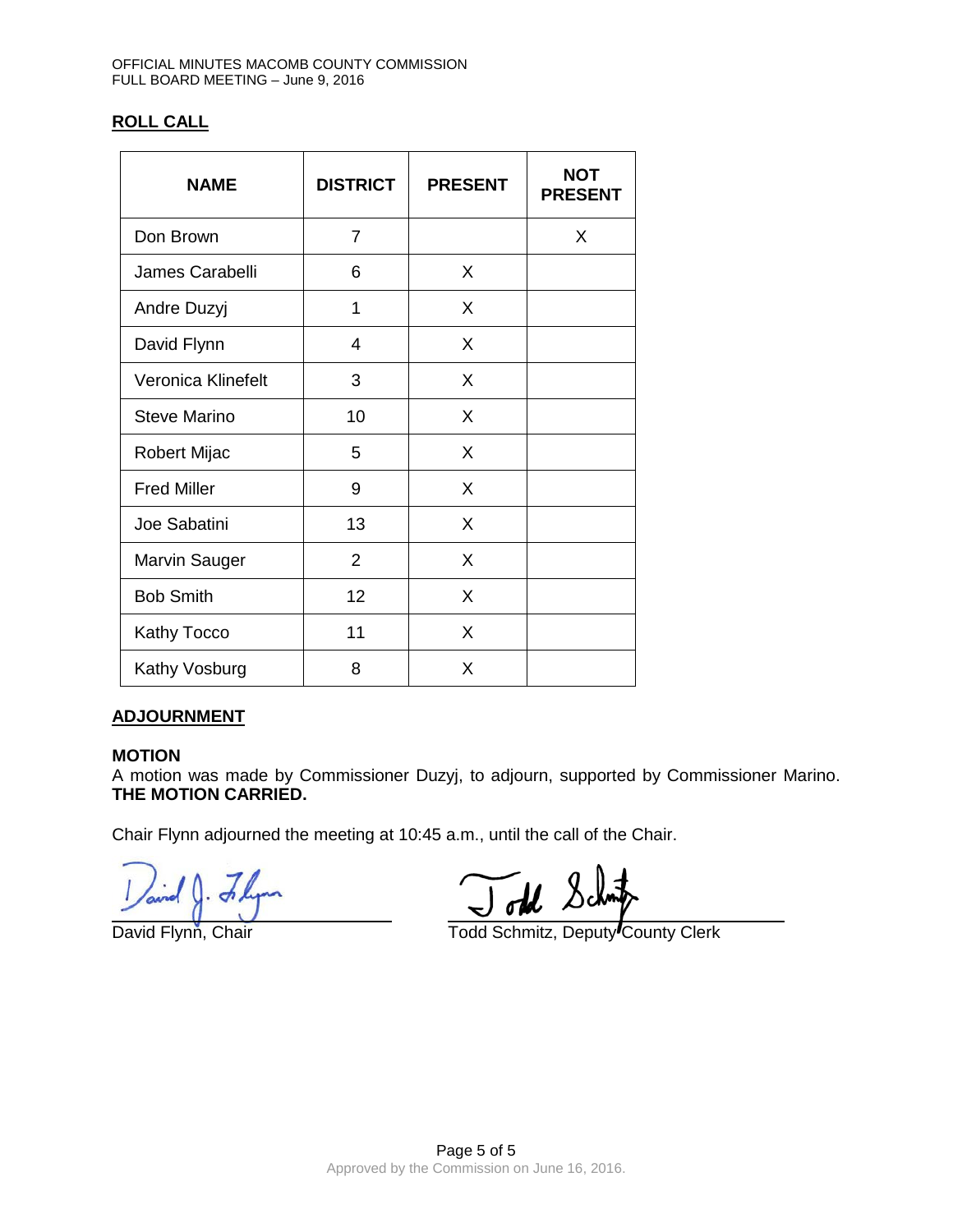## ROLL CALL

| NAME | DISTRICT | PRESENT | NOT PRESENT |
|---|---|---|---|
| Don Brown | 7 | | X |
| James Carabelli | 6 | X | |
| Andre Duzyj | 1 | X | |
| David Flynn | 4 | X | |
| Veronica Klinefelt | 3 | X | |
| Steve Marino | 10 | X | |
| Robert Mijac | 5 | X | |
| Fred Miller | 9 | X | |
| Joe Sabatini | 13 | X | |
| Marvin Sauger | 2 | X | |
| Bob Smith | 12 | X | |
| Kathy Tocco | 11 | X | |
| Kathy Vosburg | 8 | X | |

## ADJOURNMENT

**MOTION**

A motion was made by Commissioner Duzyj, to adjourn, supported by Commissioner Marino. **THE MOTION CARRIED.**

Chair Flynn adjourned the meeting at 10:45 a.m., until the call of the Chair.

David Flynn, Chair

Todd Schmitz, Deputy County Clerk

Approved by the Commission on June 16, 2016.